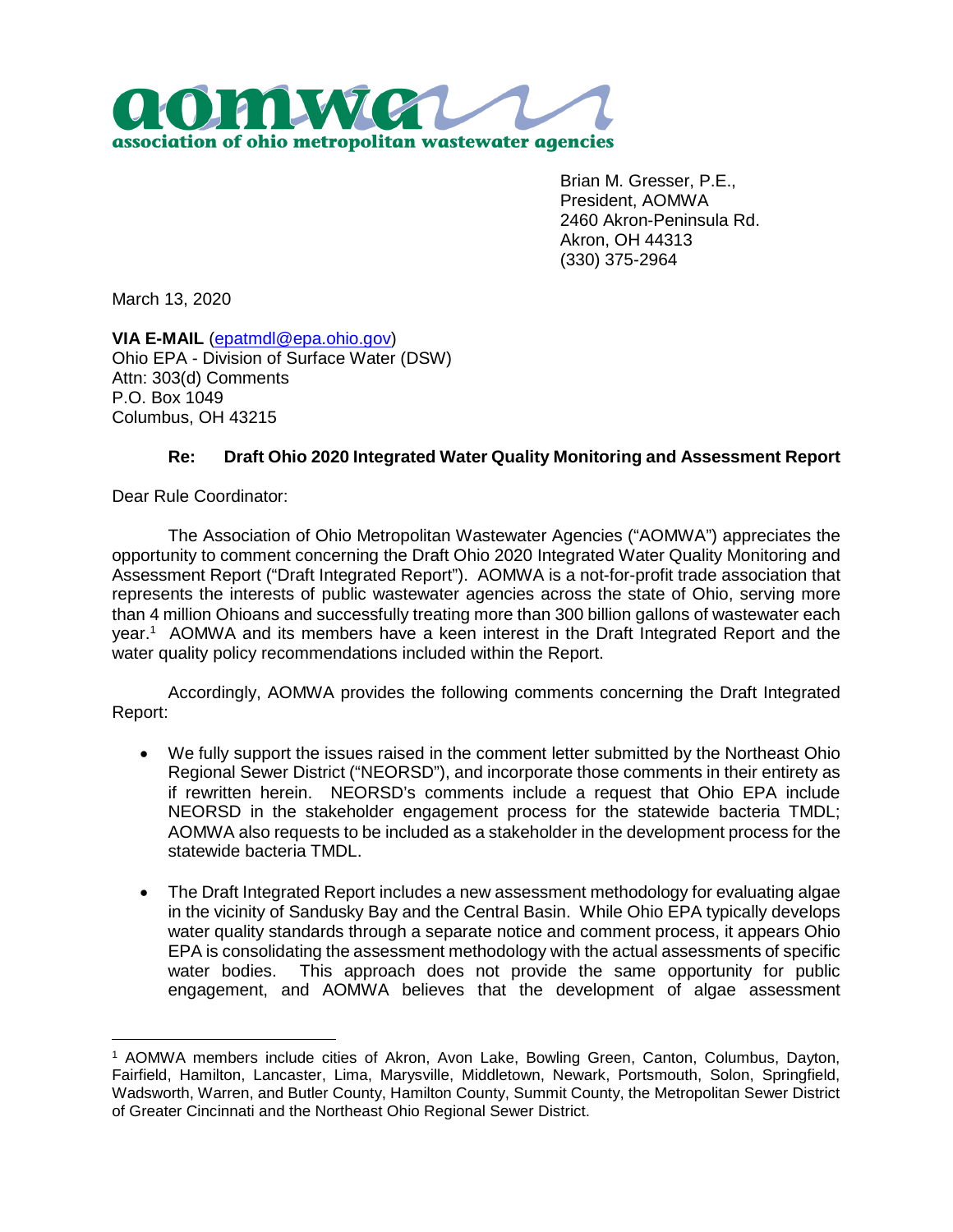aomwa

association of ohio metropolitan wastewater agencies

Brian M. Gresser, P.E.,
President, AOMWA
2460 Akron-Peninsula Rd.
Akron, OH 44313
(330) 375-2964

March 13, 2020

**VIA E-MAIL** (epatmdl@epa.ohio.gov)
Ohio EPA - Division of Surface Water (DSW)
Attn: 303(d) Comments
P.O. Box 1049
Columbus, OH 43215

**Re: Draft Ohio 2020 Integrated Water Quality Monitoring and Assessment Report**

Dear Rule Coordinator:

The Association of Ohio Metropolitan Wastewater Agencies ("AOMWA") appreciates the opportunity to comment concerning the Draft Ohio 2020 Integrated Water Quality Monitoring and Assessment Report ("Draft Integrated Report"). AOMWA is a not-for-profit trade association that represents the interests of public wastewater agencies across the state of Ohio, serving more than 4 million Ohioans and successfully treating more than 300 billion gallons of wastewater each year.[1] AOMWA and its members have a keen interest in the Draft Integrated Report and the water quality policy recommendations included within the Report.

Accordingly, AOMWA provides the following comments concerning the Draft Integrated Report:

- We fully support the issues raised in the comment letter submitted by the Northeast Ohio Regional Sewer District ("NEORSD"), and incorporate those comments in their entirety as if rewritten herein. NEORSD's comments include a request that Ohio EPA include NEORSD in the stakeholder engagement process for the statewide bacteria TMDL; AOMWA also requests to be included as a stakeholder in the development process for the statewide bacteria TMDL.
- The Draft Integrated Report includes a new assessment methodology for evaluating algae in the vicinity of Sandusky Bay and the Central Basin. While Ohio EPA typically develops water quality standards through a separate notice and comment process, it appears Ohio EPA is consolidating the assessment methodology with the actual assessments of specific water bodies. This approach does not provide the same opportunity for public engagement, and AOMWA believes that the development of algae assessment

[1] AOMWA members include cities of Akron, Avon Lake, Bowling Green, Canton, Columbus, Dayton, Fairfield, Hamilton, Lancaster, Lima, Marysville, Middletown, Newark, Portsmouth, Solon, Springfield, Wadsworth, Warren, and Butler County, Hamilton County, Summit County, the Metropolitan Sewer District of Greater Cincinnati and the Northeast Ohio Regional Sewer District.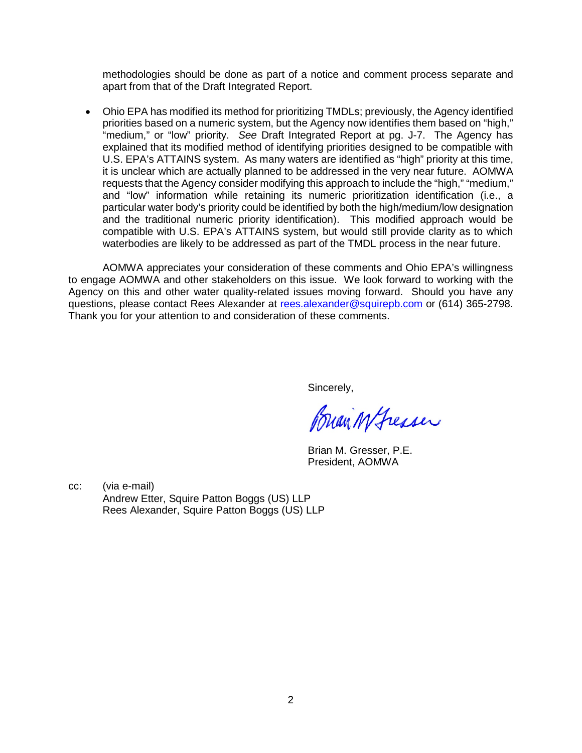methodologies should be done as part of a notice and comment process separate and apart from that of the Draft Integrated Report.

- Ohio EPA has modified its method for prioritizing TMDLs; previously, the Agency identified priorities based on a numeric system, but the Agency now identifies them based on "high," "medium," or "low" priority. *See* Draft Integrated Report at pg. J-7. The Agency has explained that its modified method of identifying priorities designed to be compatible with U.S. EPA's ATTAINS system. As many waters are identified as "high" priority at this time, it is unclear which are actually planned to be addressed in the very near future. AOMWA requests that the Agency consider modifying this approach to include the "high," "medium," and "low" information while retaining its numeric prioritization identification (i.e., a particular water body's priority could be identified by both the high/medium/low designation and the traditional numeric priority identification). This modified approach would be compatible with U.S. EPA's ATTAINS system, but would still provide clarity as to which waterbodies are likely to be addressed as part of the TMDL process in the near future.

AOMWA appreciates your consideration of these comments and Ohio EPA's willingness to engage AOMWA and other stakeholders on this issue. We look forward to working with the Agency on this and other water quality-related issues moving forward. Should you have any questions, please contact Rees Alexander at rees.alexander@squirepb.com or (614) 365-2798. Thank you for your attention to and consideration of these comments.

Sincerely,

Brian M Gresser

Brian M. Gresser, P.E.
President, AOMWA

cc: (via e-mail)
Andrew Etter, Squire Patton Boggs (US) LLP
Rees Alexander, Squire Patton Boggs (US) LLP